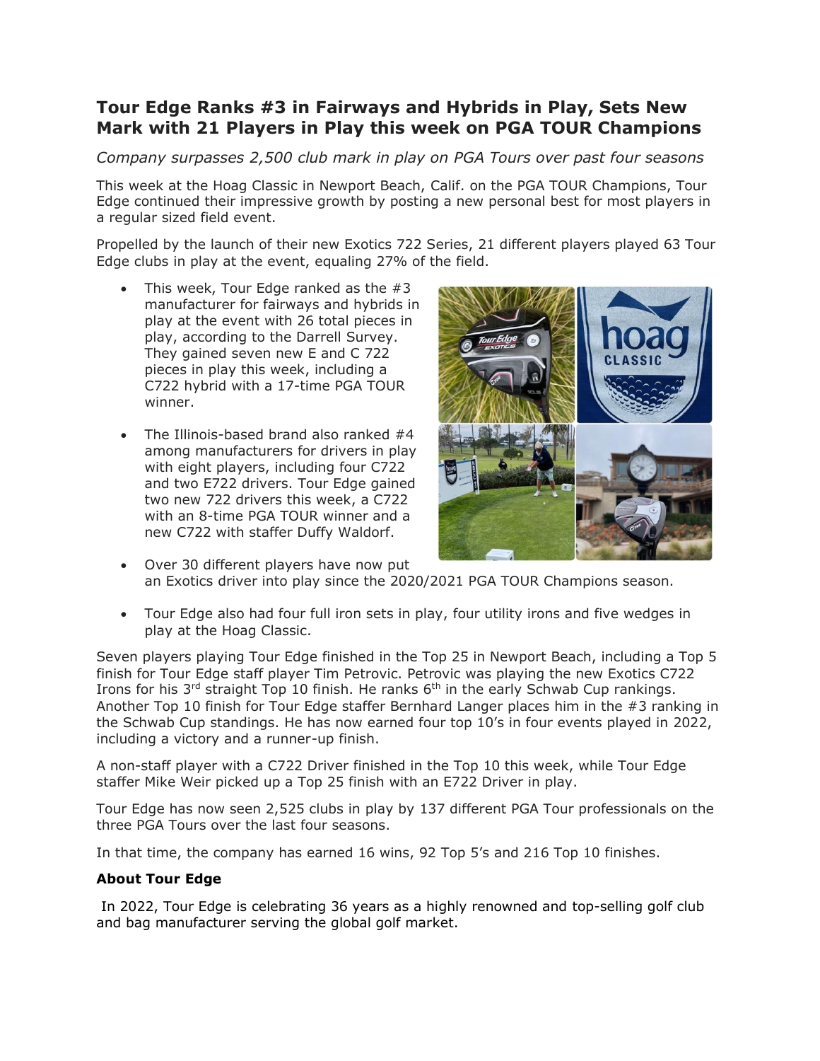## Tour Edge Ranks #3 in Fairways and Hybrids in Play, Sets New Mark with 21 Players in Play this week on PGA TOUR Champions

*Company surpasses 2,500 club mark in play on PGA Tours over past four seasons*

This week at the Hoag Classic in Newport Beach, Calif. on the PGA TOUR Champions, Tour Edge continued their impressive growth by posting a new personal best for most players in a regular sized field event.

Propelled by the launch of their new Exotics 722 Series, 21 different players played 63 Tour Edge clubs in play at the event, equaling 27% of the field.

- This week, Tour Edge ranked as the #3 manufacturer for fairways and hybrids in play at the event with 26 total pieces in play, according to the Darrell Survey. They gained seven new E and C 722 pieces in play this week, including a C722 hybrid with a 17-time PGA TOUR winner.
- The Illinois-based brand also ranked #4 among manufacturers for drivers in play with eight players, including four C722 and two E722 drivers. Tour Edge gained two new 722 drivers this week, a C722 with an 8-time PGA TOUR winner and a new C722 with staffer Duffy Waldorf.
- Over 30 different players have now put an Exotics driver into play since the 2020/2021 PGA TOUR Champions season.
- Tour Edge also had four full iron sets in play, four utility irons and five wedges in play at the Hoag Classic.

Seven players playing Tour Edge finished in the Top 25 in Newport Beach, including a Top 5 finish for Tour Edge staff player Tim Petrovic. Petrovic was playing the new Exotics C722 Irons for his 3rd straight Top 10 finish. He ranks 6th in the early Schwab Cup rankings. Another Top 10 finish for Tour Edge staffer Bernhard Langer places him in the #3 ranking in the Schwab Cup standings. He has now earned four top 10's in four events played in 2022, including a victory and a runner-up finish.

A non-staff player with a C722 Driver finished in the Top 10 this week, while Tour Edge staffer Mike Weir picked up a Top 25 finish with an E722 Driver in play.

Tour Edge has now seen 2,525 clubs in play by 137 different PGA Tour professionals on the three PGA Tours over the last four seasons.

In that time, the company has earned 16 wins, 92 Top 5's and 216 Top 10 finishes.

**About Tour Edge**

In 2022, Tour Edge is celebrating 36 years as a highly renowned and top-selling golf club and bag manufacturer serving the global golf market.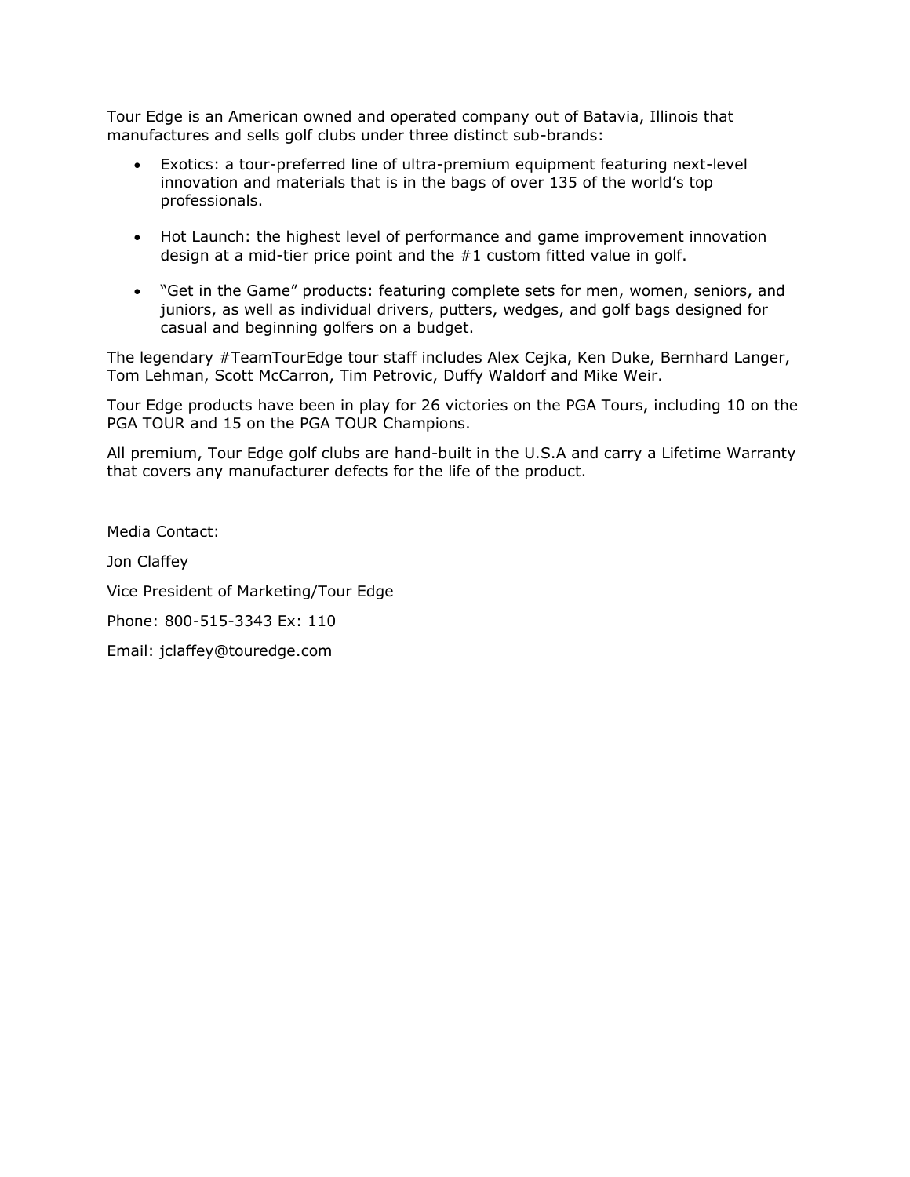Tour Edge is an American owned and operated company out of Batavia, Illinois that manufactures and sells golf clubs under three distinct sub-brands:

- Exotics: a tour-preferred line of ultra-premium equipment featuring next-level innovation and materials that is in the bags of over 135 of the world's top professionals.
- Hot Launch: the highest level of performance and game improvement innovation design at a mid-tier price point and the #1 custom fitted value in golf.
- "Get in the Game" products: featuring complete sets for men, women, seniors, and juniors, as well as individual drivers, putters, wedges, and golf bags designed for casual and beginning golfers on a budget.

The legendary #TeamTourEdge tour staff includes Alex Cejka, Ken Duke, Bernhard Langer, Tom Lehman, Scott McCarron, Tim Petrovic, Duffy Waldorf and Mike Weir.

Tour Edge products have been in play for 26 victories on the PGA Tours, including 10 on the PGA TOUR and 15 on the PGA TOUR Champions.

All premium, Tour Edge golf clubs are hand-built in the U.S.A and carry a Lifetime Warranty that covers any manufacturer defects for the life of the product.

Media Contact:

Jon Claffey

Vice President of Marketing/Tour Edge

Phone: 800-515-3343 Ex: 110

Email: jclaffey@touredge.com